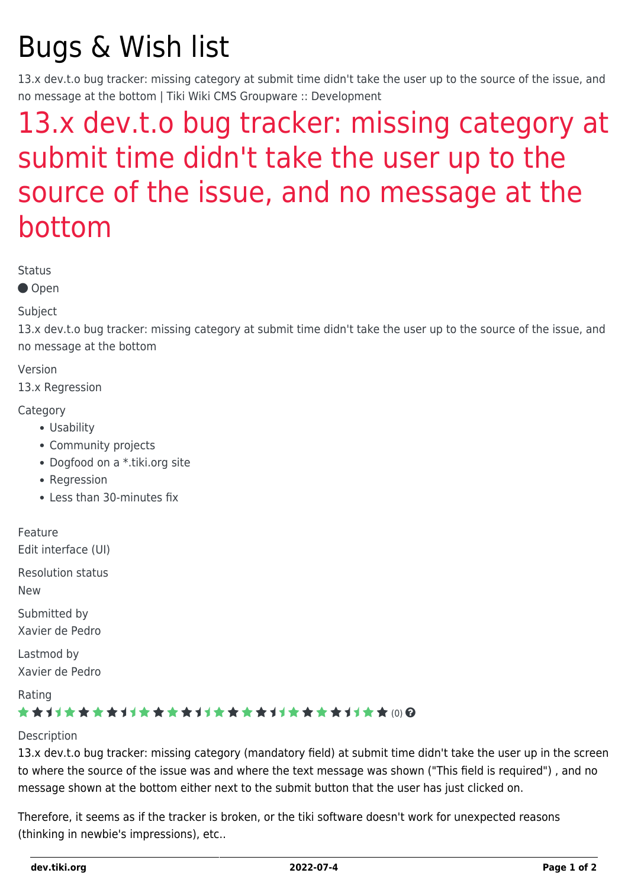# Bugs & Wish list

13.x dev.t.o bug tracker: missing category at submit time didn't take the user up to the source of the issue, and no message at the bottom | Tiki Wiki CMS Groupware :: Development

## 13.x dev.t.o bug tracker: missing category at submit time didn't take the user up to the source of the issue, and no message at the bottom

Status

Open

Subject

13.x dev.t.o bug tracker: missing category at submit time didn't take the user up to the source of the issue, and no message at the bottom

Version

13.x Regression

Category

- Usability
- Community projects
- Dogfood on a *.tiki.org site
- Regression
- Less than 30-minutes fix

Feature

Edit interface (UI)

Resolution status

New

Submitted by

Xavier de Pedro

Lastmod by

Xavier de Pedro

Rating

(0)

Description

13.x dev.t.o bug tracker: missing category (mandatory field) at submit time didn't take the user up in the screen to where the source of the issue was and where the text message was shown ("This field is required") , and no message shown at the bottom either next to the submit button that the user has just clicked on.

Therefore, it seems as if the tracker is broken, or the tiki software doesn't work for unexpected reasons (thinking in newbie's impressions), etc..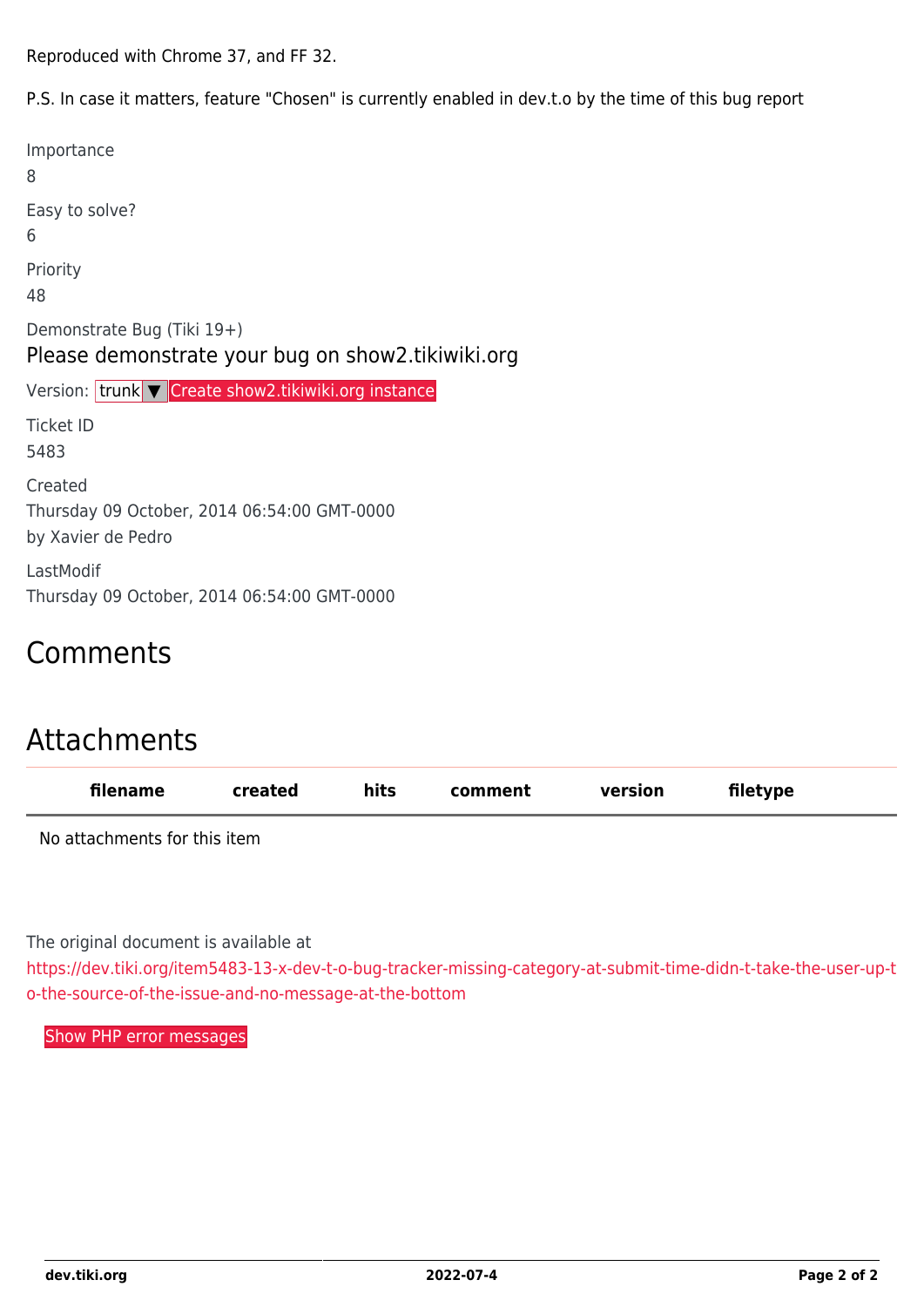Reproduced with Chrome 37, and FF 32.

P.S. In case it matters, feature "Chosen" is currently enabled in dev.t.o by the time of this bug report

Importance

8

Easy to solve?

6

Priority

48

Demonstrate Bug (Tiki 19+)

Please demonstrate your bug on show2.tikiwiki.org

Version: trunk ▼ Create show2.tikiwiki.org instance

Ticket ID

5483

Created

Thursday 09 October, 2014 06:54:00 GMT-0000

by Xavier de Pedro

LastModif

Thursday 09 October, 2014 06:54:00 GMT-0000

## Comments

## Attachments

| filename | created | hits | comment | version | filetype |
|---|---|---|---|---|---|
| No attachments for this item | | | | | |

The original document is available at

https://dev.tiki.org/item5483-13-x-dev-t-o-bug-tracker-missing-category-at-submit-time-didn-t-take-the-user-up-to-the-source-of-the-issue-and-no-message-at-the-bottom

Show PHP error messages